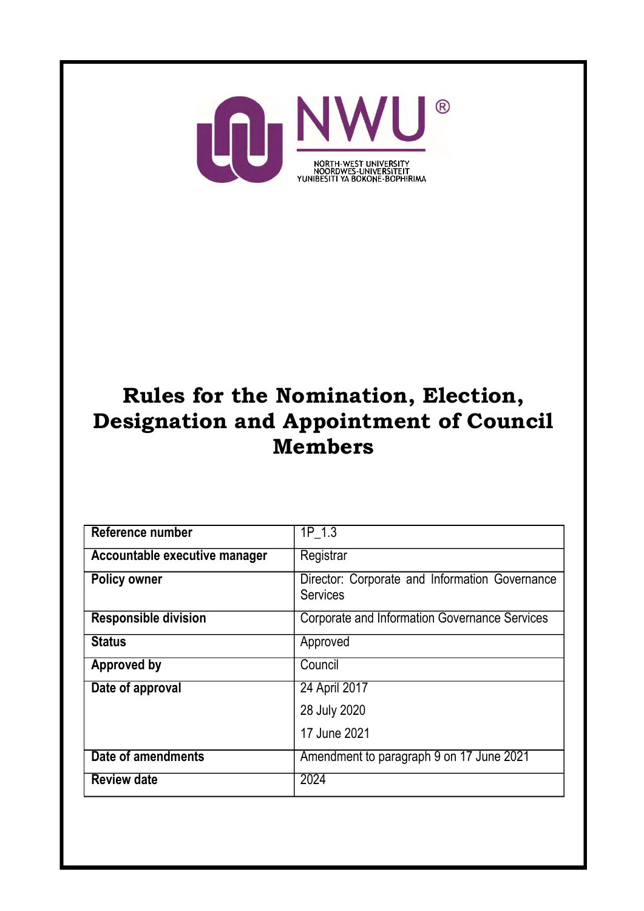NWU®

NORTH-WEST UNIVERSITY
NOORDWES-UNIVERSITEIT
YUNIBESITI YA BOKONE-BOPHIRIMA

# Rules for the Nomination, Election, Designation and Appointment of Council Members

| | |
|---|---|
| **Reference number** | 1P_1.3 |
| **Accountable executive manager** | Registrar |
| **Policy owner** | Director: Corporate and Information Governance Services |
| **Responsible division** | Corporate and Information Governance Services |
| **Status** | Approved |
| **Approved by** | Council |
| **Date of approval** | 24 April 2017<br>28 July 2020<br>17 June 2021 |
| **Date of amendments** | Amendment to paragraph 9 on 17 June 2021 |
| **Review date** | 2024 |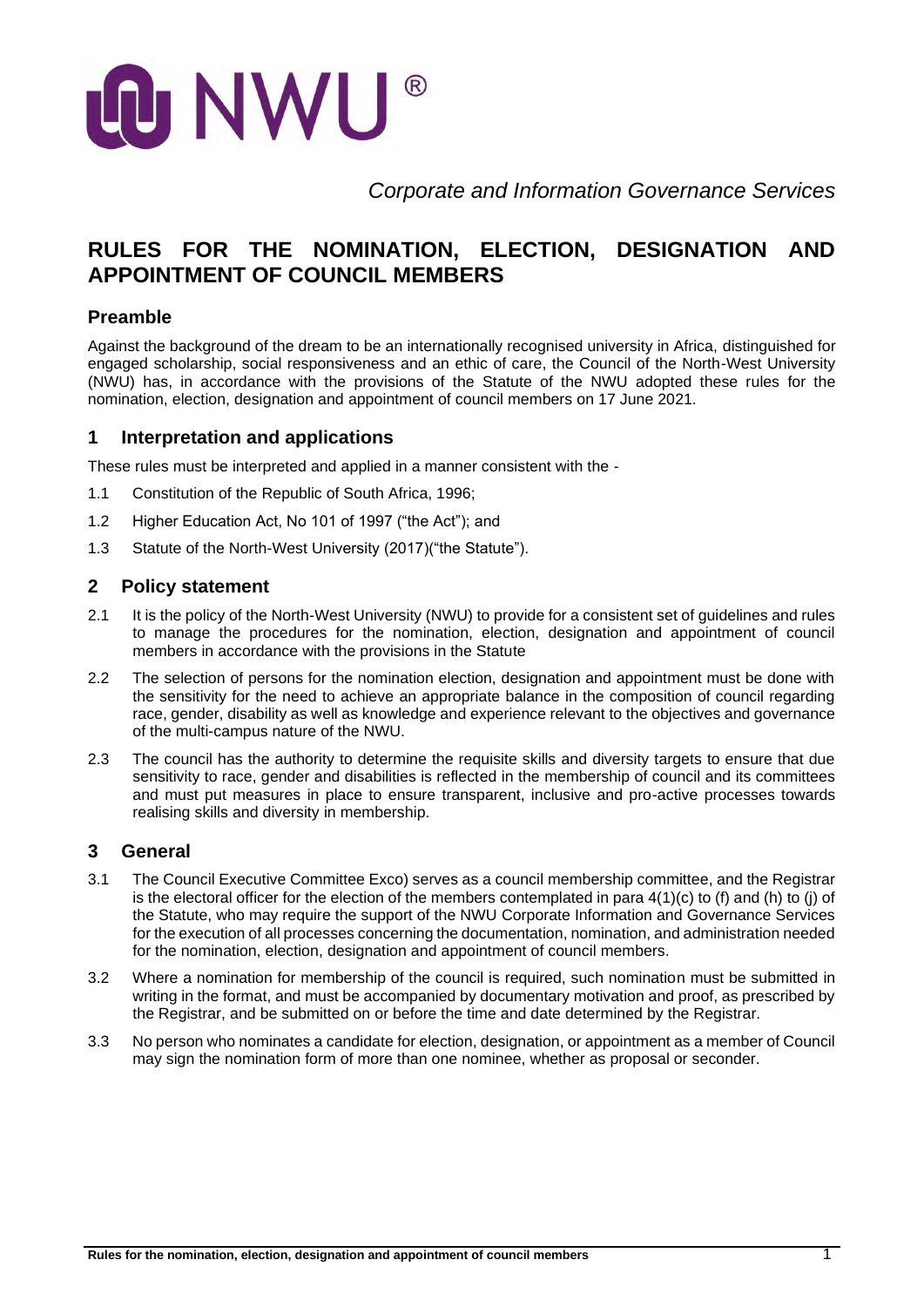*Corporate and Information Governance Services*

# RULES FOR THE NOMINATION, ELECTION, DESIGNATION AND APPOINTMENT OF COUNCIL MEMBERS

## Preamble

Against the background of the dream to be an internationally recognised university in Africa, distinguished for engaged scholarship, social responsiveness and an ethic of care, the Council of the North-West University (NWU) has, in accordance with the provisions of the Statute of the NWU adopted these rules for the nomination, election, designation and appointment of council members on 17 June 2021.

## 1 Interpretation and applications

These rules must be interpreted and applied in a manner consistent with the -

1.1 Constitution of the Republic of South Africa, 1996;

1.2 Higher Education Act, No 101 of 1997 ("the Act"); and

1.3 Statute of the North-West University (2017)("the Statute").

## 2 Policy statement

2.1 It is the policy of the North-West University (NWU) to provide for a consistent set of guidelines and rules to manage the procedures for the nomination, election, designation and appointment of council members in accordance with the provisions in the Statute

2.2 The selection of persons for the nomination election, designation and appointment must be done with the sensitivity for the need to achieve an appropriate balance in the composition of council regarding race, gender, disability as well as knowledge and experience relevant to the objectives and governance of the multi-campus nature of the NWU.

2.3 The council has the authority to determine the requisite skills and diversity targets to ensure that due sensitivity to race, gender and disabilities is reflected in the membership of council and its committees and must put measures in place to ensure transparent, inclusive and pro-active processes towards realising skills and diversity in membership.

## 3 General

3.1 The Council Executive Committee Exco) serves as a council membership committee, and the Registrar is the electoral officer for the election of the members contemplated in para 4(1)(c) to (f) and (h) to (j) of the Statute, who may require the support of the NWU Corporate Information and Governance Services for the execution of all processes concerning the documentation, nomination, and administration needed for the nomination, election, designation and appointment of council members.

3.2 Where a nomination for membership of the council is required, such nomination must be submitted in writing in the format, and must be accompanied by documentary motivation and proof, as prescribed by the Registrar, and be submitted on or before the time and date determined by the Registrar.

3.3 No person who nominates a candidate for election, designation, or appointment as a member of Council may sign the nomination form of more than one nominee, whether as proposal or seconder.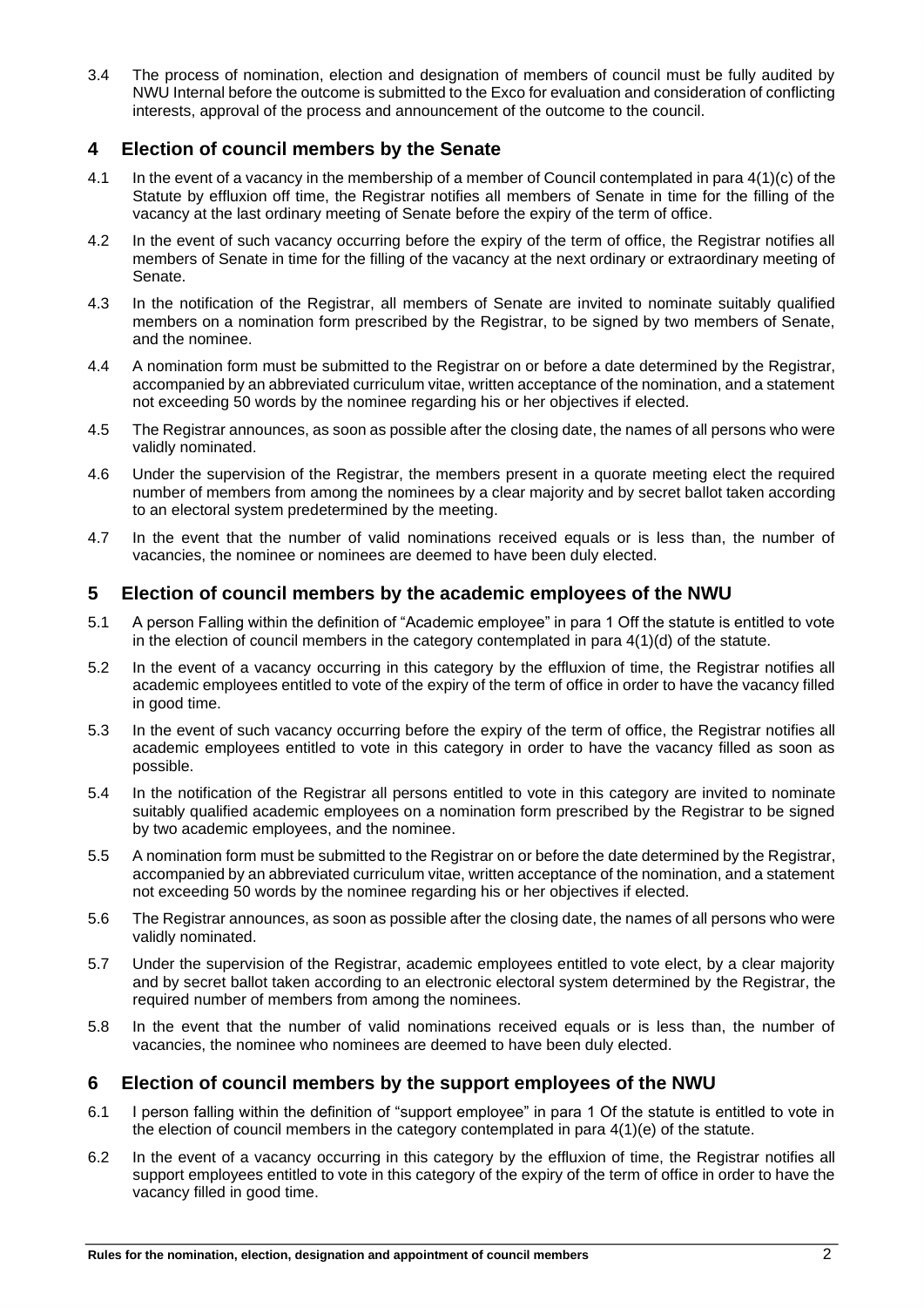3.4 The process of nomination, election and designation of members of council must be fully audited by NWU Internal before the outcome is submitted to the Exco for evaluation and consideration of conflicting interests, approval of the process and announcement of the outcome to the council.

## 4 Election of council members by the Senate

4.1 In the event of a vacancy in the membership of a member of Council contemplated in para 4(1)(c) of the Statute by effluxion off time, the Registrar notifies all members of Senate in time for the filling of the vacancy at the last ordinary meeting of Senate before the expiry of the term of office.

4.2 In the event of such vacancy occurring before the expiry of the term of office, the Registrar notifies all members of Senate in time for the filling of the vacancy at the next ordinary or extraordinary meeting of Senate.

4.3 In the notification of the Registrar, all members of Senate are invited to nominate suitably qualified members on a nomination form prescribed by the Registrar, to be signed by two members of Senate, and the nominee.

4.4 A nomination form must be submitted to the Registrar on or before a date determined by the Registrar, accompanied by an abbreviated curriculum vitae, written acceptance of the nomination, and a statement not exceeding 50 words by the nominee regarding his or her objectives if elected.

4.5 The Registrar announces, as soon as possible after the closing date, the names of all persons who were validly nominated.

4.6 Under the supervision of the Registrar, the members present in a quorate meeting elect the required number of members from among the nominees by a clear majority and by secret ballot taken according to an electoral system predetermined by the meeting.

4.7 In the event that the number of valid nominations received equals or is less than, the number of vacancies, the nominee or nominees are deemed to have been duly elected.

## 5 Election of council members by the academic employees of the NWU

5.1 A person Falling within the definition of "Academic employee" in para 1 Off the statute is entitled to vote in the election of council members in the category contemplated in para 4(1)(d) of the statute.

5.2 In the event of a vacancy occurring in this category by the effluxion of time, the Registrar notifies all academic employees entitled to vote of the expiry of the term of office in order to have the vacancy filled in good time.

5.3 In the event of such vacancy occurring before the expiry of the term of office, the Registrar notifies all academic employees entitled to vote in this category in order to have the vacancy filled as soon as possible.

5.4 In the notification of the Registrar all persons entitled to vote in this category are invited to nominate suitably qualified academic employees on a nomination form prescribed by the Registrar to be signed by two academic employees, and the nominee.

5.5 A nomination form must be submitted to the Registrar on or before the date determined by the Registrar, accompanied by an abbreviated curriculum vitae, written acceptance of the nomination, and a statement not exceeding 50 words by the nominee regarding his or her objectives if elected.

5.6 The Registrar announces, as soon as possible after the closing date, the names of all persons who were validly nominated.

5.7 Under the supervision of the Registrar, academic employees entitled to vote elect, by a clear majority and by secret ballot taken according to an electronic electoral system determined by the Registrar, the required number of members from among the nominees.

5.8 In the event that the number of valid nominations received equals or is less than, the number of vacancies, the nominee who nominees are deemed to have been duly elected.

## 6 Election of council members by the support employees of the NWU

6.1 I person falling within the definition of "support employee" in para 1 Of the statute is entitled to vote in the election of council members in the category contemplated in para 4(1)(e) of the statute.

6.2 In the event of a vacancy occurring in this category by the effluxion of time, the Registrar notifies all support employees entitled to vote in this category of the expiry of the term of office in order to have the vacancy filled in good time.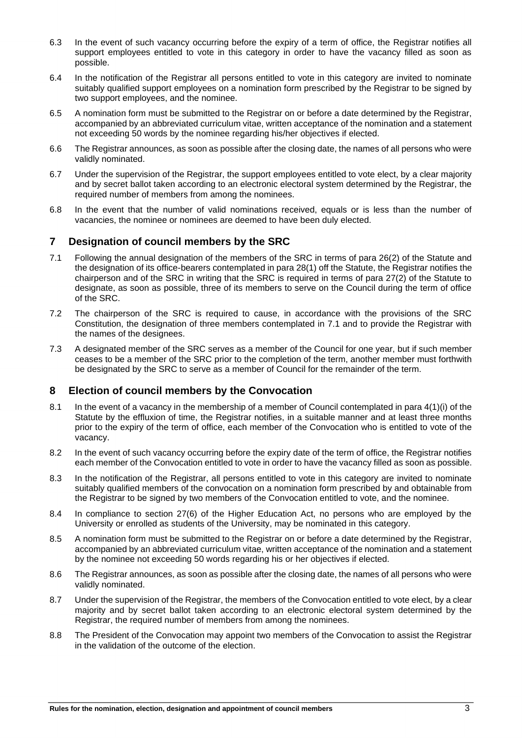6.3 In the event of such vacancy occurring before the expiry of a term of office, the Registrar notifies all support employees entitled to vote in this category in order to have the vacancy filled as soon as possible.

6.4 In the notification of the Registrar all persons entitled to vote in this category are invited to nominate suitably qualified support employees on a nomination form prescribed by the Registrar to be signed by two support employees, and the nominee.

6.5 A nomination form must be submitted to the Registrar on or before a date determined by the Registrar, accompanied by an abbreviated curriculum vitae, written acceptance of the nomination and a statement not exceeding 50 words by the nominee regarding his/her objectives if elected.

6.6 The Registrar announces, as soon as possible after the closing date, the names of all persons who were validly nominated.

6.7 Under the supervision of the Registrar, the support employees entitled to vote elect, by a clear majority and by secret ballot taken according to an electronic electoral system determined by the Registrar, the required number of members from among the nominees.

6.8 In the event that the number of valid nominations received, equals or is less than the number of vacancies, the nominee or nominees are deemed to have been duly elected.

## 7 Designation of council members by the SRC

7.1 Following the annual designation of the members of the SRC in terms of para 26(2) of the Statute and the designation of its office-bearers contemplated in para 28(1) off the Statute, the Registrar notifies the chairperson and of the SRC in writing that the SRC is required in terms of para 27(2) of the Statute to designate, as soon as possible, three of its members to serve on the Council during the term of office of the SRC.

7.2 The chairperson of the SRC is required to cause, in accordance with the provisions of the SRC Constitution, the designation of three members contemplated in 7.1 and to provide the Registrar with the names of the designees.

7.3 A designated member of the SRC serves as a member of the Council for one year, but if such member ceases to be a member of the SRC prior to the completion of the term, another member must forthwith be designated by the SRC to serve as a member of Council for the remainder of the term.

## 8 Election of council members by the Convocation

8.1 In the event of a vacancy in the membership of a member of Council contemplated in para 4(1)(i) of the Statute by the effluxion of time, the Registrar notifies, in a suitable manner and at least three months prior to the expiry of the term of office, each member of the Convocation who is entitled to vote of the vacancy.

8.2 In the event of such vacancy occurring before the expiry date of the term of office, the Registrar notifies each member of the Convocation entitled to vote in order to have the vacancy filled as soon as possible.

8.3 In the notification of the Registrar, all persons entitled to vote in this category are invited to nominate suitably qualified members of the convocation on a nomination form prescribed by and obtainable from the Registrar to be signed by two members of the Convocation entitled to vote, and the nominee.

8.4 In compliance to section 27(6) of the Higher Education Act, no persons who are employed by the University or enrolled as students of the University, may be nominated in this category.

8.5 A nomination form must be submitted to the Registrar on or before a date determined by the Registrar, accompanied by an abbreviated curriculum vitae, written acceptance of the nomination and a statement by the nominee not exceeding 50 words regarding his or her objectives if elected.

8.6 The Registrar announces, as soon as possible after the closing date, the names of all persons who were validly nominated.

8.7 Under the supervision of the Registrar, the members of the Convocation entitled to vote elect, by a clear majority and by secret ballot taken according to an electronic electoral system determined by the Registrar, the required number of members from among the nominees.

8.8 The President of the Convocation may appoint two members of the Convocation to assist the Registrar in the validation of the outcome of the election.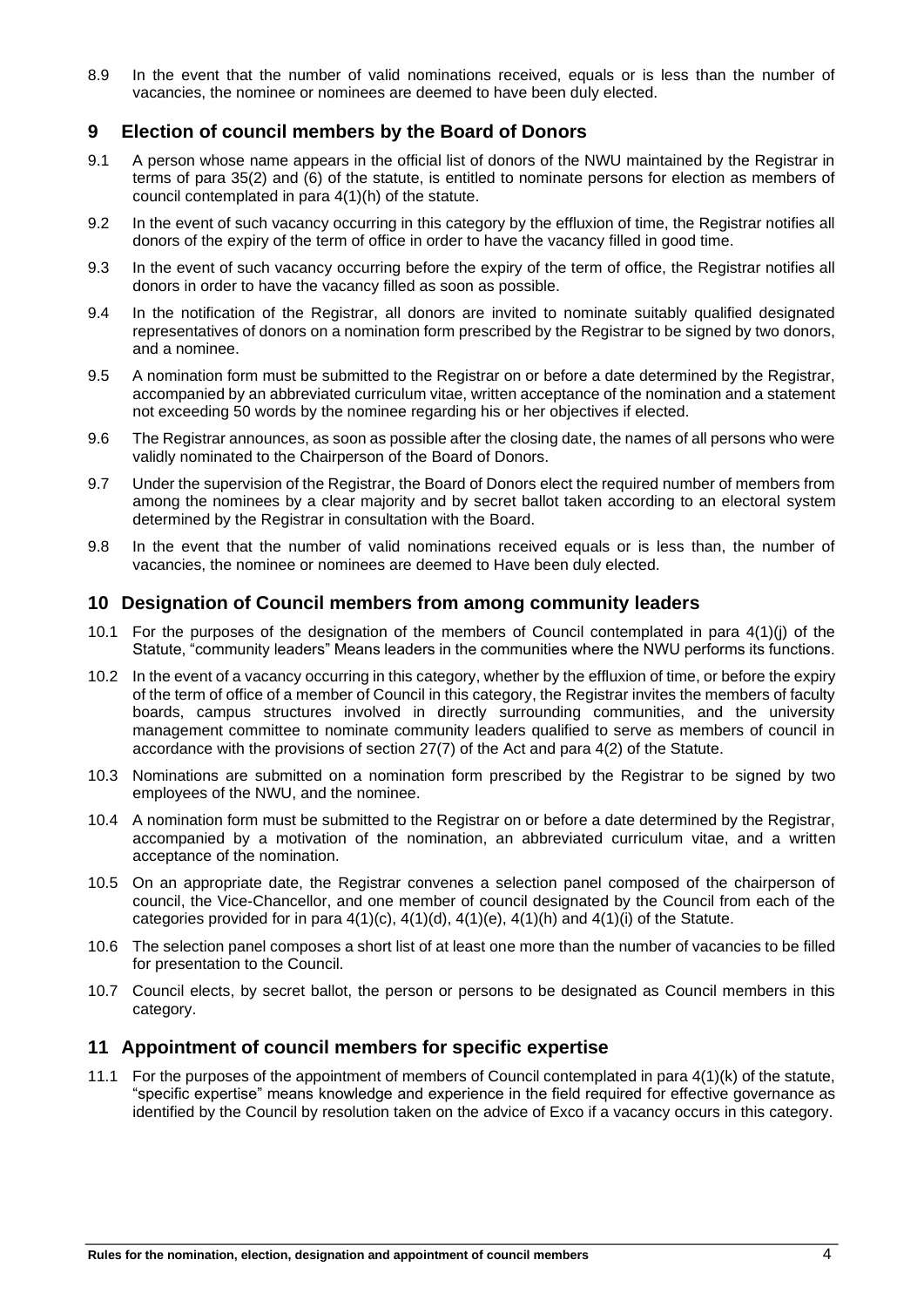8.9 In the event that the number of valid nominations received, equals or is less than the number of vacancies, the nominee or nominees are deemed to have been duly elected.

## 9 Election of council members by the Board of Donors

9.1 A person whose name appears in the official list of donors of the NWU maintained by the Registrar in terms of para 35(2) and (6) of the statute, is entitled to nominate persons for election as members of council contemplated in para 4(1)(h) of the statute.

9.2 In the event of such vacancy occurring in this category by the effluxion of time, the Registrar notifies all donors of the expiry of the term of office in order to have the vacancy filled in good time.

9.3 In the event of such vacancy occurring before the expiry of the term of office, the Registrar notifies all donors in order to have the vacancy filled as soon as possible.

9.4 In the notification of the Registrar, all donors are invited to nominate suitably qualified designated representatives of donors on a nomination form prescribed by the Registrar to be signed by two donors, and a nominee.

9.5 A nomination form must be submitted to the Registrar on or before a date determined by the Registrar, accompanied by an abbreviated curriculum vitae, written acceptance of the nomination and a statement not exceeding 50 words by the nominee regarding his or her objectives if elected.

9.6 The Registrar announces, as soon as possible after the closing date, the names of all persons who were validly nominated to the Chairperson of the Board of Donors.

9.7 Under the supervision of the Registrar, the Board of Donors elect the required number of members from among the nominees by a clear majority and by secret ballot taken according to an electoral system determined by the Registrar in consultation with the Board.

9.8 In the event that the number of valid nominations received equals or is less than, the number of vacancies, the nominee or nominees are deemed to Have been duly elected.

## 10 Designation of Council members from among community leaders

10.1 For the purposes of the designation of the members of Council contemplated in para 4(1)(j) of the Statute, "community leaders" Means leaders in the communities where the NWU performs its functions.

10.2 In the event of a vacancy occurring in this category, whether by the effluxion of time, or before the expiry of the term of office of a member of Council in this category, the Registrar invites the members of faculty boards, campus structures involved in directly surrounding communities, and the university management committee to nominate community leaders qualified to serve as members of council in accordance with the provisions of section 27(7) of the Act and para 4(2) of the Statute.

10.3 Nominations are submitted on a nomination form prescribed by the Registrar to be signed by two employees of the NWU, and the nominee.

10.4 A nomination form must be submitted to the Registrar on or before a date determined by the Registrar, accompanied by a motivation of the nomination, an abbreviated curriculum vitae, and a written acceptance of the nomination.

10.5 On an appropriate date, the Registrar convenes a selection panel composed of the chairperson of council, the Vice-Chancellor, and one member of council designated by the Council from each of the categories provided for in para 4(1)(c), 4(1)(d), 4(1)(e), 4(1)(h) and 4(1)(i) of the Statute.

10.6 The selection panel composes a short list of at least one more than the number of vacancies to be filled for presentation to the Council.

10.7 Council elects, by secret ballot, the person or persons to be designated as Council members in this category.

## 11 Appointment of council members for specific expertise

11.1 For the purposes of the appointment of members of Council contemplated in para 4(1)(k) of the statute, "specific expertise" means knowledge and experience in the field required for effective governance as identified by the Council by resolution taken on the advice of Exco if a vacancy occurs in this category.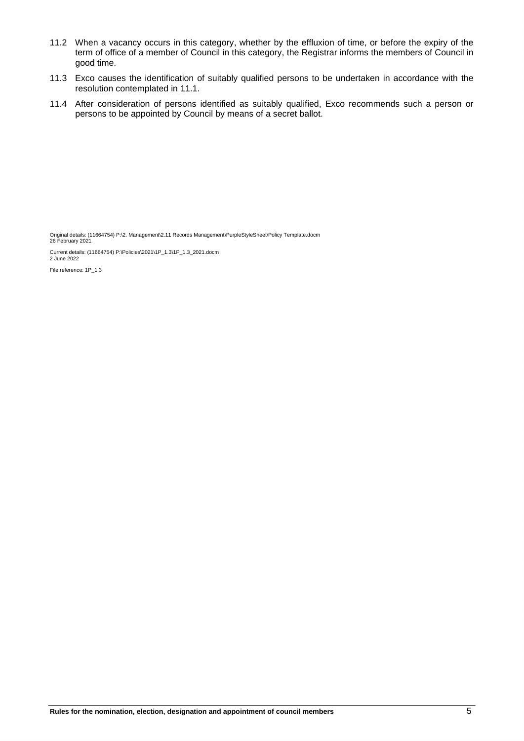11.2 When a vacancy occurs in this category, whether by the effluxion of time, or before the expiry of the term of office of a member of Council in this category, the Registrar informs the members of Council in good time.

11.3 Exco causes the identification of suitably qualified persons to be undertaken in accordance with the resolution contemplated in 11.1.

11.4 After consideration of persons identified as suitably qualified, Exco recommends such a person or persons to be appointed by Council by means of a secret ballot.

Original details: (11664754) P:\2. Management\2.11 Records Management\PurpleStyleSheet\Policy Template.docm
26 February 2021

Current details: (11664754) P:\Policies\2021\1P_1.3\1P_1.3_2021.docm
2 June 2022

File reference: 1P_1.3